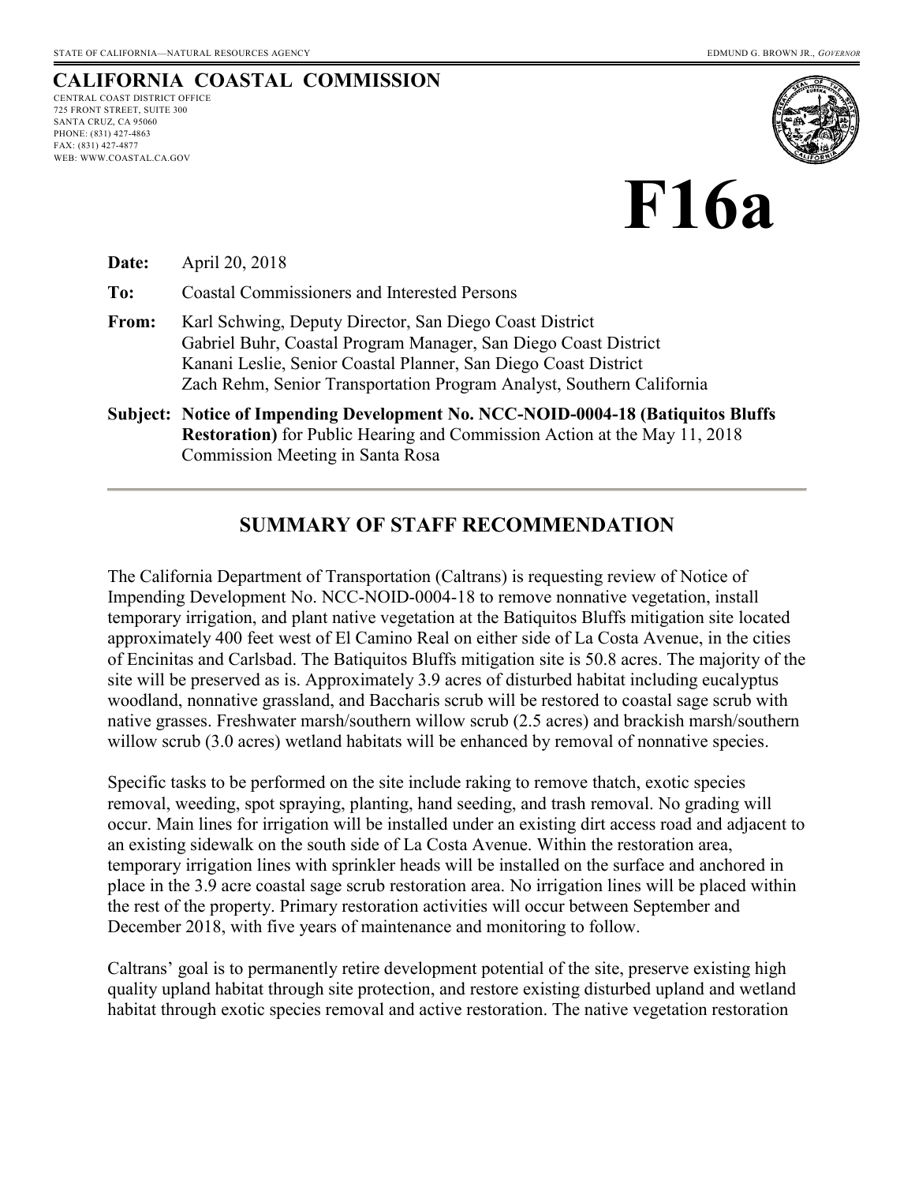STATE OF CALIFORNIA—NATURAL RESOURCES AGENCY

EDMUND G. BROWN JR., *GOVERNOR*

# CALIFORNIA COASTAL COMMISSION

CENTRAL COAST DISTRICT OFFICE
725 FRONT STREET, SUITE 300
SANTA CRUZ, CA 95060
PHONE: (831) 427-4863
FAX: (831) 427-4877
WEB: WWW.COASTAL.CA.GOV

# F16a

**Date:** April 20, 2018

**To:** Coastal Commissioners and Interested Persons

**From:** Karl Schwing, Deputy Director, San Diego Coast District
Gabriel Buhr, Coastal Program Manager, San Diego Coast District
Kanani Leslie, Senior Coastal Planner, San Diego Coast District
Zach Rehm, Senior Transportation Program Analyst, Southern California

**Subject: Notice of Impending Development No. NCC-NOID-0004-18 (Batiquitos Bluffs Restoration)** for Public Hearing and Commission Action at the May 11, 2018 Commission Meeting in Santa Rosa

## SUMMARY OF STAFF RECOMMENDATION

The California Department of Transportation (Caltrans) is requesting review of Notice of Impending Development No. NCC-NOID-0004-18 to remove nonnative vegetation, install temporary irrigation, and plant native vegetation at the Batiquitos Bluffs mitigation site located approximately 400 feet west of El Camino Real on either side of La Costa Avenue, in the cities of Encinitas and Carlsbad. The Batiquitos Bluffs mitigation site is 50.8 acres. The majority of the site will be preserved as is. Approximately 3.9 acres of disturbed habitat including eucalyptus woodland, nonnative grassland, and Baccharis scrub will be restored to coastal sage scrub with native grasses. Freshwater marsh/southern willow scrub (2.5 acres) and brackish marsh/southern willow scrub (3.0 acres) wetland habitats will be enhanced by removal of nonnative species.

Specific tasks to be performed on the site include raking to remove thatch, exotic species removal, weeding, spot spraying, planting, hand seeding, and trash removal. No grading will occur. Main lines for irrigation will be installed under an existing dirt access road and adjacent to an existing sidewalk on the south side of La Costa Avenue. Within the restoration area, temporary irrigation lines with sprinkler heads will be installed on the surface and anchored in place in the 3.9 acre coastal sage scrub restoration area. No irrigation lines will be placed within the rest of the property. Primary restoration activities will occur between September and December 2018, with five years of maintenance and monitoring to follow.

Caltrans' goal is to permanently retire development potential of the site, preserve existing high quality upland habitat through site protection, and restore existing disturbed upland and wetland habitat through exotic species removal and active restoration. The native vegetation restoration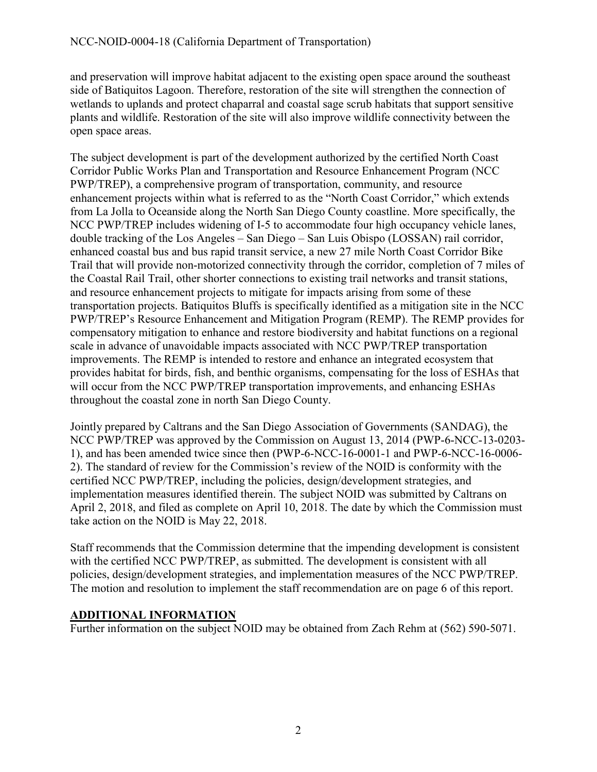and preservation will improve habitat adjacent to the existing open space around the southeast side of Batiquitos Lagoon. Therefore, restoration of the site will strengthen the connection of wetlands to uplands and protect chaparral and coastal sage scrub habitats that support sensitive plants and wildlife. Restoration of the site will also improve wildlife connectivity between the open space areas.

The subject development is part of the development authorized by the certified North Coast Corridor Public Works Plan and Transportation and Resource Enhancement Program (NCC PWP/TREP), a comprehensive program of transportation, community, and resource enhancement projects within what is referred to as the "North Coast Corridor," which extends from La Jolla to Oceanside along the North San Diego County coastline. More specifically, the NCC PWP/TREP includes widening of I-5 to accommodate four high occupancy vehicle lanes, double tracking of the Los Angeles – San Diego – San Luis Obispo (LOSSAN) rail corridor, enhanced coastal bus and bus rapid transit service, a new 27 mile North Coast Corridor Bike Trail that will provide non-motorized connectivity through the corridor, completion of 7 miles of the Coastal Rail Trail, other shorter connections to existing trail networks and transit stations, and resource enhancement projects to mitigate for impacts arising from some of these transportation projects. Batiquitos Bluffs is specifically identified as a mitigation site in the NCC PWP/TREP's Resource Enhancement and Mitigation Program (REMP). The REMP provides for compensatory mitigation to enhance and restore biodiversity and habitat functions on a regional scale in advance of unavoidable impacts associated with NCC PWP/TREP transportation improvements. The REMP is intended to restore and enhance an integrated ecosystem that provides habitat for birds, fish, and benthic organisms, compensating for the loss of ESHAs that will occur from the NCC PWP/TREP transportation improvements, and enhancing ESHAs throughout the coastal zone in north San Diego County.

Jointly prepared by Caltrans and the San Diego Association of Governments (SANDAG), the NCC PWP/TREP was approved by the Commission on August 13, 2014 (PWP-6-NCC-13-0203-1), and has been amended twice since then (PWP-6-NCC-16-0001-1 and PWP-6-NCC-16-0006-2). The standard of review for the Commission's review of the NOID is conformity with the certified NCC PWP/TREP, including the policies, design/development strategies, and implementation measures identified therein. The subject NOID was submitted by Caltrans on April 2, 2018, and filed as complete on April 10, 2018. The date by which the Commission must take action on the NOID is May 22, 2018.

Staff recommends that the Commission determine that the impending development is consistent with the certified NCC PWP/TREP, as submitted. The development is consistent with all policies, design/development strategies, and implementation measures of the NCC PWP/TREP. The motion and resolution to implement the staff recommendation are on page 6 of this report.

## ADDITIONAL INFORMATION

Further information on the subject NOID may be obtained from Zach Rehm at (562) 590-5071.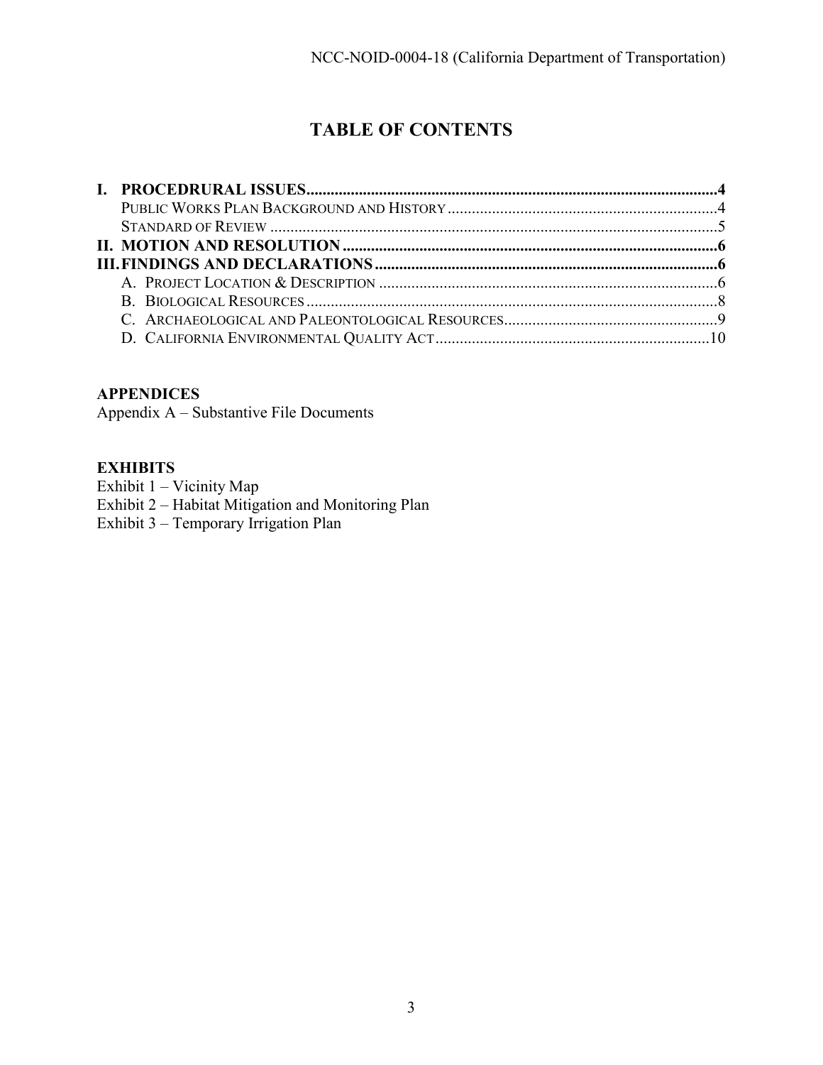# TABLE OF CONTENTS

**I. PROCEDRURAL ISSUES....................................................................................................4**

PUBLIC WORKS PLAN BACKGROUND AND HISTORY..................................................................4

STANDARD OF REVIEW .............................................................................................................5

**II. MOTION AND RESOLUTION............................................................................................6**

**III. FINDINGS AND DECLARATIONS....................................................................................6**

A. PROJECT LOCATION & DESCRIPTION ....................................................................................6

B. BIOLOGICAL RESOURCES......................................................................................................8

C. ARCHAEOLOGICAL AND PALEONTOLOGICAL RESOURCES.....................................................9

D. CALIFORNIA ENVIRONMENTAL QUALITY ACT....................................................................10

**APPENDICES**

Appendix A – Substantive File Documents

**EXHIBITS**

Exhibit 1 – Vicinity Map

Exhibit 2 – Habitat Mitigation and Monitoring Plan

Exhibit 3 – Temporary Irrigation Plan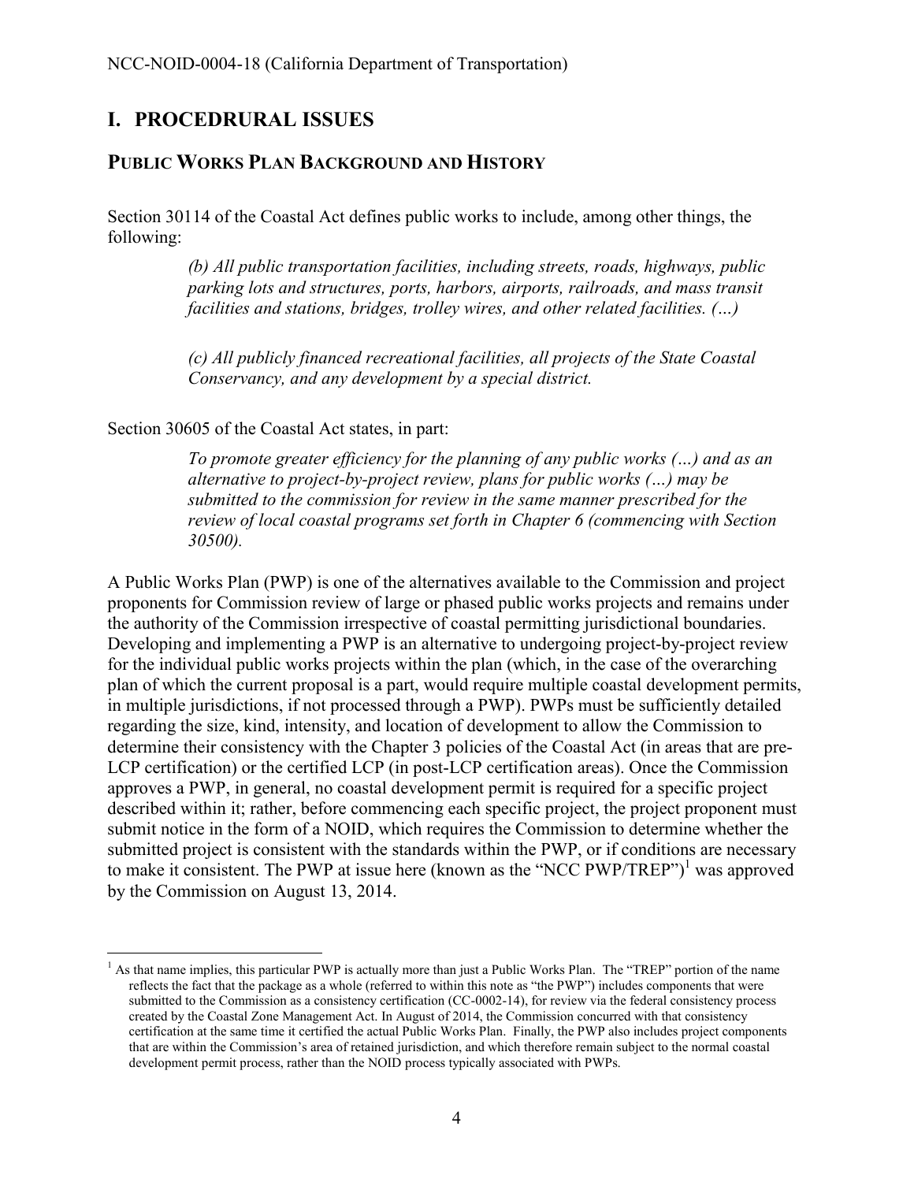# I. PROCEDRURAL ISSUES

## PUBLIC WORKS PLAN BACKGROUND AND HISTORY

Section 30114 of the Coastal Act defines public works to include, among other things, the following:

> *(b) All public transportation facilities, including streets, roads, highways, public parking lots and structures, ports, harbors, airports, railroads, and mass transit facilities and stations, bridges, trolley wires, and other related facilities. (…)*
>
> *(c) All publicly financed recreational facilities, all projects of the State Coastal Conservancy, and any development by a special district.*

Section 30605 of the Coastal Act states, in part:

> *To promote greater efficiency for the planning of any public works (…) and as an alternative to project-by-project review, plans for public works (…) may be submitted to the commission for review in the same manner prescribed for the review of local coastal programs set forth in Chapter 6 (commencing with Section 30500).*

A Public Works Plan (PWP) is one of the alternatives available to the Commission and project proponents for Commission review of large or phased public works projects and remains under the authority of the Commission irrespective of coastal permitting jurisdictional boundaries. Developing and implementing a PWP is an alternative to undergoing project-by-project review for the individual public works projects within the plan (which, in the case of the overarching plan of which the current proposal is a part, would require multiple coastal development permits, in multiple jurisdictions, if not processed through a PWP). PWPs must be sufficiently detailed regarding the size, kind, intensity, and location of development to allow the Commission to determine their consistency with the Chapter 3 policies of the Coastal Act (in areas that are pre-LCP certification) or the certified LCP (in post-LCP certification areas). Once the Commission approves a PWP, in general, no coastal development permit is required for a specific project described within it; rather, before commencing each specific project, the project proponent must submit notice in the form of a NOID, which requires the Commission to determine whether the submitted project is consistent with the standards within the PWP, or if conditions are necessary to make it consistent. The PWP at issue here (known as the "NCC PWP/TREP")[1] was approved by the Commission on August 13, 2014.

[1] As that name implies, this particular PWP is actually more than just a Public Works Plan. The "TREP" portion of the name reflects the fact that the package as a whole (referred to within this note as "the PWP") includes components that were submitted to the Commission as a consistency certification (CC-0002-14), for review via the federal consistency process created by the Coastal Zone Management Act. In August of 2014, the Commission concurred with that consistency certification at the same time it certified the actual Public Works Plan. Finally, the PWP also includes project components that are within the Commission's area of retained jurisdiction, and which therefore remain subject to the normal coastal development permit process, rather than the NOID process typically associated with PWPs.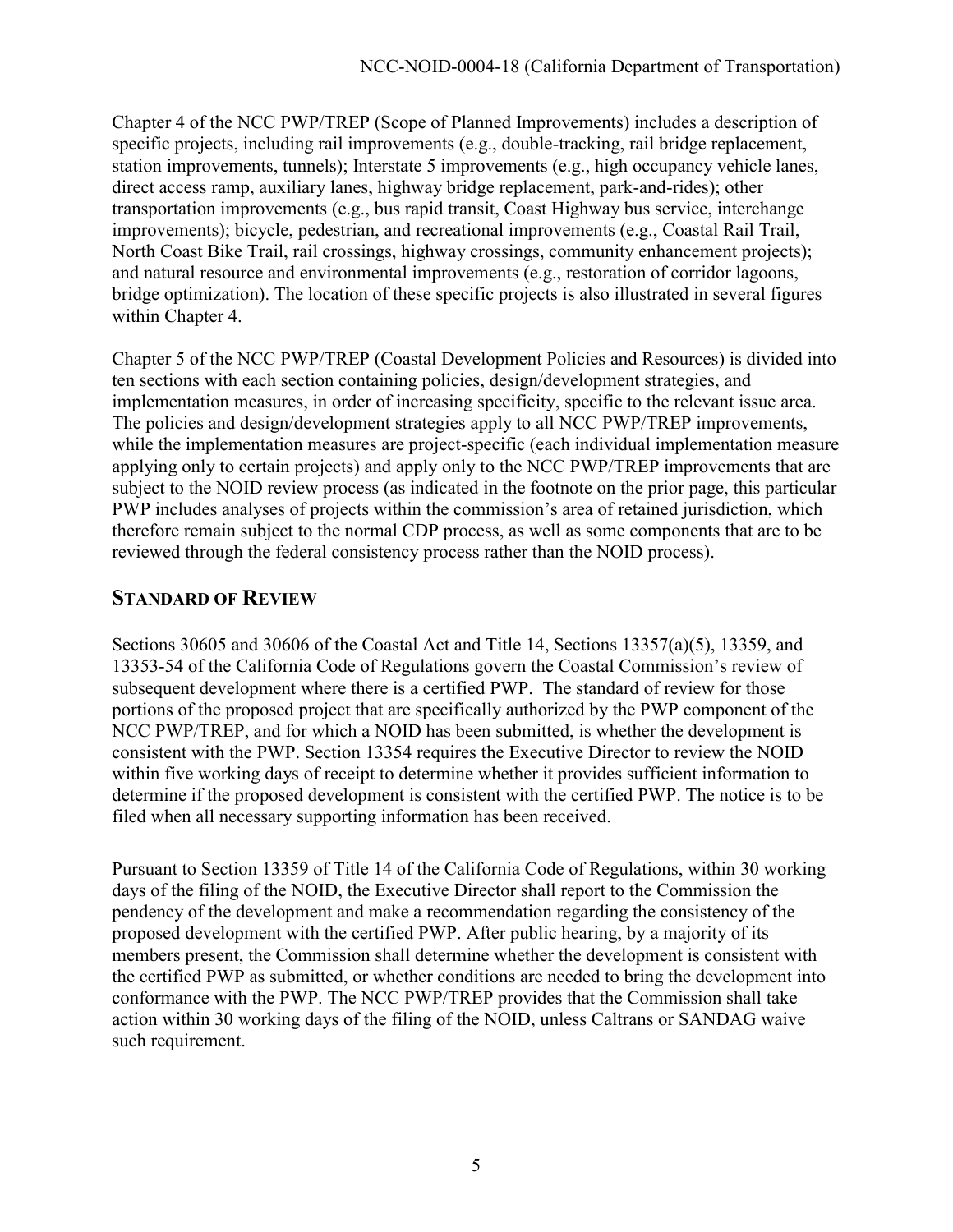Chapter 4 of the NCC PWP/TREP (Scope of Planned Improvements) includes a description of specific projects, including rail improvements (e.g., double-tracking, rail bridge replacement, station improvements, tunnels); Interstate 5 improvements (e.g., high occupancy vehicle lanes, direct access ramp, auxiliary lanes, highway bridge replacement, park-and-rides); other transportation improvements (e.g., bus rapid transit, Coast Highway bus service, interchange improvements); bicycle, pedestrian, and recreational improvements (e.g., Coastal Rail Trail, North Coast Bike Trail, rail crossings, highway crossings, community enhancement projects); and natural resource and environmental improvements (e.g., restoration of corridor lagoons, bridge optimization). The location of these specific projects is also illustrated in several figures within Chapter 4.

Chapter 5 of the NCC PWP/TREP (Coastal Development Policies and Resources) is divided into ten sections with each section containing policies, design/development strategies, and implementation measures, in order of increasing specificity, specific to the relevant issue area. The policies and design/development strategies apply to all NCC PWP/TREP improvements, while the implementation measures are project-specific (each individual implementation measure applying only to certain projects) and apply only to the NCC PWP/TREP improvements that are subject to the NOID review process (as indicated in the footnote on the prior page, this particular PWP includes analyses of projects within the commission's area of retained jurisdiction, which therefore remain subject to the normal CDP process, as well as some components that are to be reviewed through the federal consistency process rather than the NOID process).

## STANDARD OF REVIEW

Sections 30605 and 30606 of the Coastal Act and Title 14, Sections 13357(a)(5), 13359, and 13353-54 of the California Code of Regulations govern the Coastal Commission's review of subsequent development where there is a certified PWP. The standard of review for those portions of the proposed project that are specifically authorized by the PWP component of the NCC PWP/TREP, and for which a NOID has been submitted, is whether the development is consistent with the PWP. Section 13354 requires the Executive Director to review the NOID within five working days of receipt to determine whether it provides sufficient information to determine if the proposed development is consistent with the certified PWP. The notice is to be filed when all necessary supporting information has been received.

Pursuant to Section 13359 of Title 14 of the California Code of Regulations, within 30 working days of the filing of the NOID, the Executive Director shall report to the Commission the pendency of the development and make a recommendation regarding the consistency of the proposed development with the certified PWP. After public hearing, by a majority of its members present, the Commission shall determine whether the development is consistent with the certified PWP as submitted, or whether conditions are needed to bring the development into conformance with the PWP. The NCC PWP/TREP provides that the Commission shall take action within 30 working days of the filing of the NOID, unless Caltrans or SANDAG waive such requirement.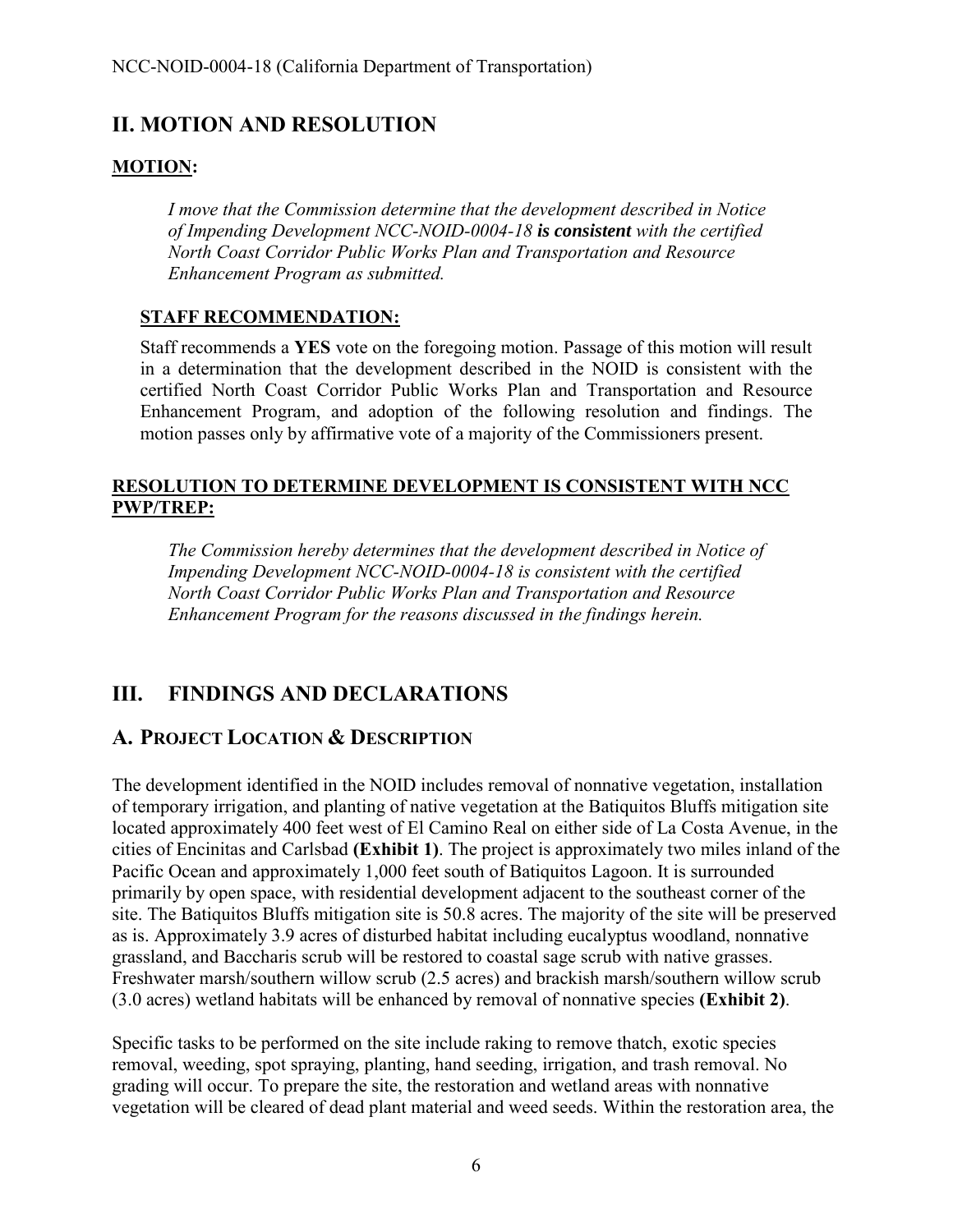## II. MOTION AND RESOLUTION

**MOTION:**

> *I move that the Commission determine that the development described in Notice of Impending Development NCC-NOID-0004-18 **is consistent** with the certified North Coast Corridor Public Works Plan and Transportation and Resource Enhancement Program as submitted.*

### STAFF RECOMMENDATION:

Staff recommends a **YES** vote on the foregoing motion. Passage of this motion will result in a determination that the development described in the NOID is consistent with the certified North Coast Corridor Public Works Plan and Transportation and Resource Enhancement Program, and adoption of the following resolution and findings. The motion passes only by affirmative vote of a majority of the Commissioners present.

**RESOLUTION TO DETERMINE DEVELOPMENT IS CONSISTENT WITH NCC PWP/TREP:**

> *The Commission hereby determines that the development described in Notice of Impending Development NCC-NOID-0004-18 is consistent with the certified North Coast Corridor Public Works Plan and Transportation and Resource Enhancement Program for the reasons discussed in the findings herein.*

## III. FINDINGS AND DECLARATIONS

### A. PROJECT LOCATION & DESCRIPTION

The development identified in the NOID includes removal of nonnative vegetation, installation of temporary irrigation, and planting of native vegetation at the Batiquitos Bluffs mitigation site located approximately 400 feet west of El Camino Real on either side of La Costa Avenue, in the cities of Encinitas and Carlsbad **(Exhibit 1)**. The project is approximately two miles inland of the Pacific Ocean and approximately 1,000 feet south of Batiquitos Lagoon. It is surrounded primarily by open space, with residential development adjacent to the southeast corner of the site. The Batiquitos Bluffs mitigation site is 50.8 acres. The majority of the site will be preserved as is. Approximately 3.9 acres of disturbed habitat including eucalyptus woodland, nonnative grassland, and Baccharis scrub will be restored to coastal sage scrub with native grasses. Freshwater marsh/southern willow scrub (2.5 acres) and brackish marsh/southern willow scrub (3.0 acres) wetland habitats will be enhanced by removal of nonnative species **(Exhibit 2)**.

Specific tasks to be performed on the site include raking to remove thatch, exotic species removal, weeding, spot spraying, planting, hand seeding, irrigation, and trash removal. No grading will occur. To prepare the site, the restoration and wetland areas with nonnative vegetation will be cleared of dead plant material and weed seeds. Within the restoration area, the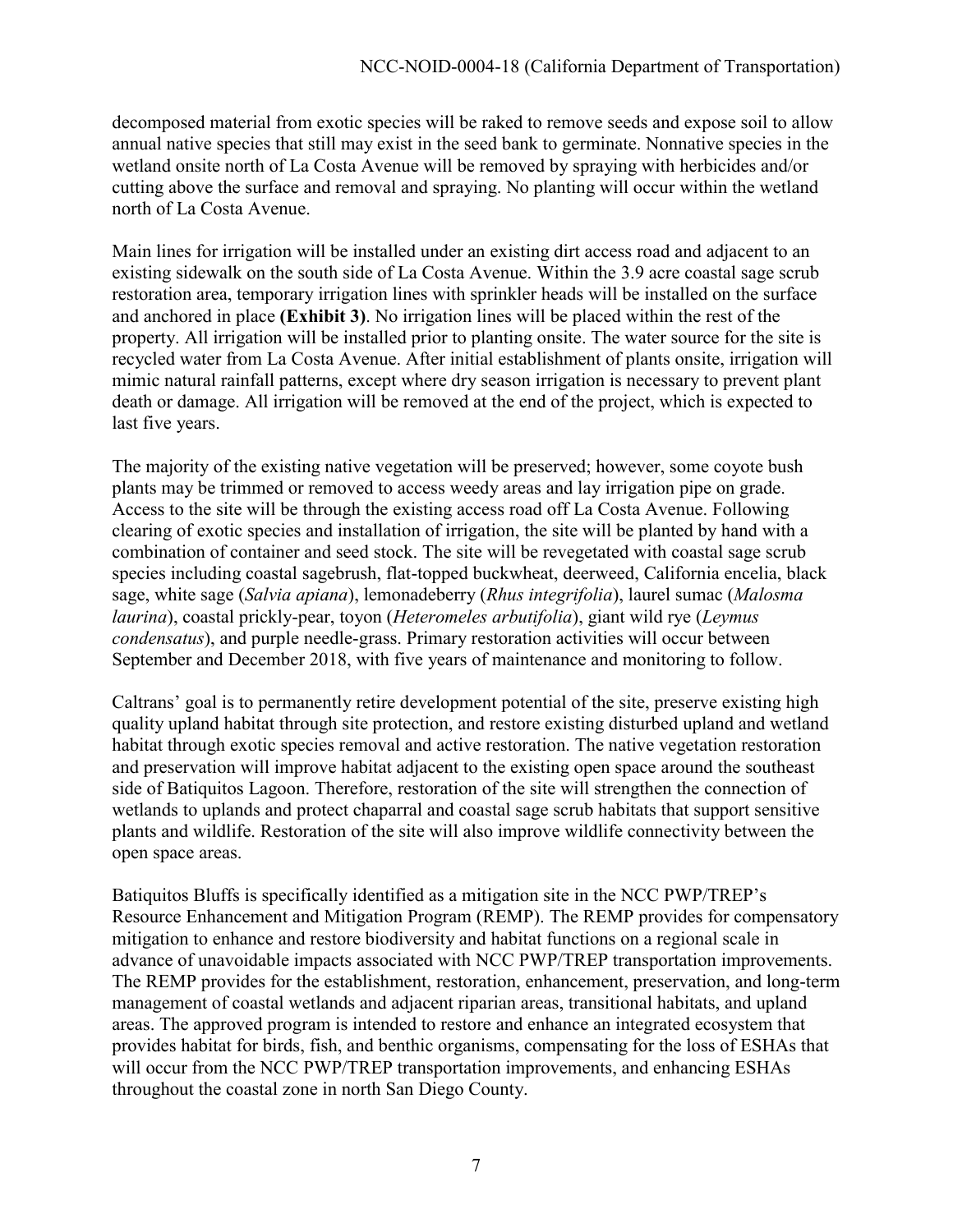decomposed material from exotic species will be raked to remove seeds and expose soil to allow annual native species that still may exist in the seed bank to germinate. Nonnative species in the wetland onsite north of La Costa Avenue will be removed by spraying with herbicides and/or cutting above the surface and removal and spraying. No planting will occur within the wetland north of La Costa Avenue.

Main lines for irrigation will be installed under an existing dirt access road and adjacent to an existing sidewalk on the south side of La Costa Avenue. Within the 3.9 acre coastal sage scrub restoration area, temporary irrigation lines with sprinkler heads will be installed on the surface and anchored in place **(Exhibit 3)**. No irrigation lines will be placed within the rest of the property. All irrigation will be installed prior to planting onsite. The water source for the site is recycled water from La Costa Avenue. After initial establishment of plants onsite, irrigation will mimic natural rainfall patterns, except where dry season irrigation is necessary to prevent plant death or damage. All irrigation will be removed at the end of the project, which is expected to last five years.

The majority of the existing native vegetation will be preserved; however, some coyote bush plants may be trimmed or removed to access weedy areas and lay irrigation pipe on grade. Access to the site will be through the existing access road off La Costa Avenue. Following clearing of exotic species and installation of irrigation, the site will be planted by hand with a combination of container and seed stock. The site will be revegetated with coastal sage scrub species including coastal sagebrush, flat-topped buckwheat, deerweed, California encelia, black sage, white sage (*Salvia apiana*), lemonadeberry (*Rhus integrifolia*), laurel sumac (*Malosma laurina*), coastal prickly-pear, toyon (*Heteromeles arbutifolia*), giant wild rye (*Leymus condensatus*), and purple needle-grass. Primary restoration activities will occur between September and December 2018, with five years of maintenance and monitoring to follow.

Caltrans' goal is to permanently retire development potential of the site, preserve existing high quality upland habitat through site protection, and restore existing disturbed upland and wetland habitat through exotic species removal and active restoration. The native vegetation restoration and preservation will improve habitat adjacent to the existing open space around the southeast side of Batiquitos Lagoon. Therefore, restoration of the site will strengthen the connection of wetlands to uplands and protect chaparral and coastal sage scrub habitats that support sensitive plants and wildlife. Restoration of the site will also improve wildlife connectivity between the open space areas.

Batiquitos Bluffs is specifically identified as a mitigation site in the NCC PWP/TREP's Resource Enhancement and Mitigation Program (REMP). The REMP provides for compensatory mitigation to enhance and restore biodiversity and habitat functions on a regional scale in advance of unavoidable impacts associated with NCC PWP/TREP transportation improvements. The REMP provides for the establishment, restoration, enhancement, preservation, and long-term management of coastal wetlands and adjacent riparian areas, transitional habitats, and upland areas. The approved program is intended to restore and enhance an integrated ecosystem that provides habitat for birds, fish, and benthic organisms, compensating for the loss of ESHAs that will occur from the NCC PWP/TREP transportation improvements, and enhancing ESHAs throughout the coastal zone in north San Diego County.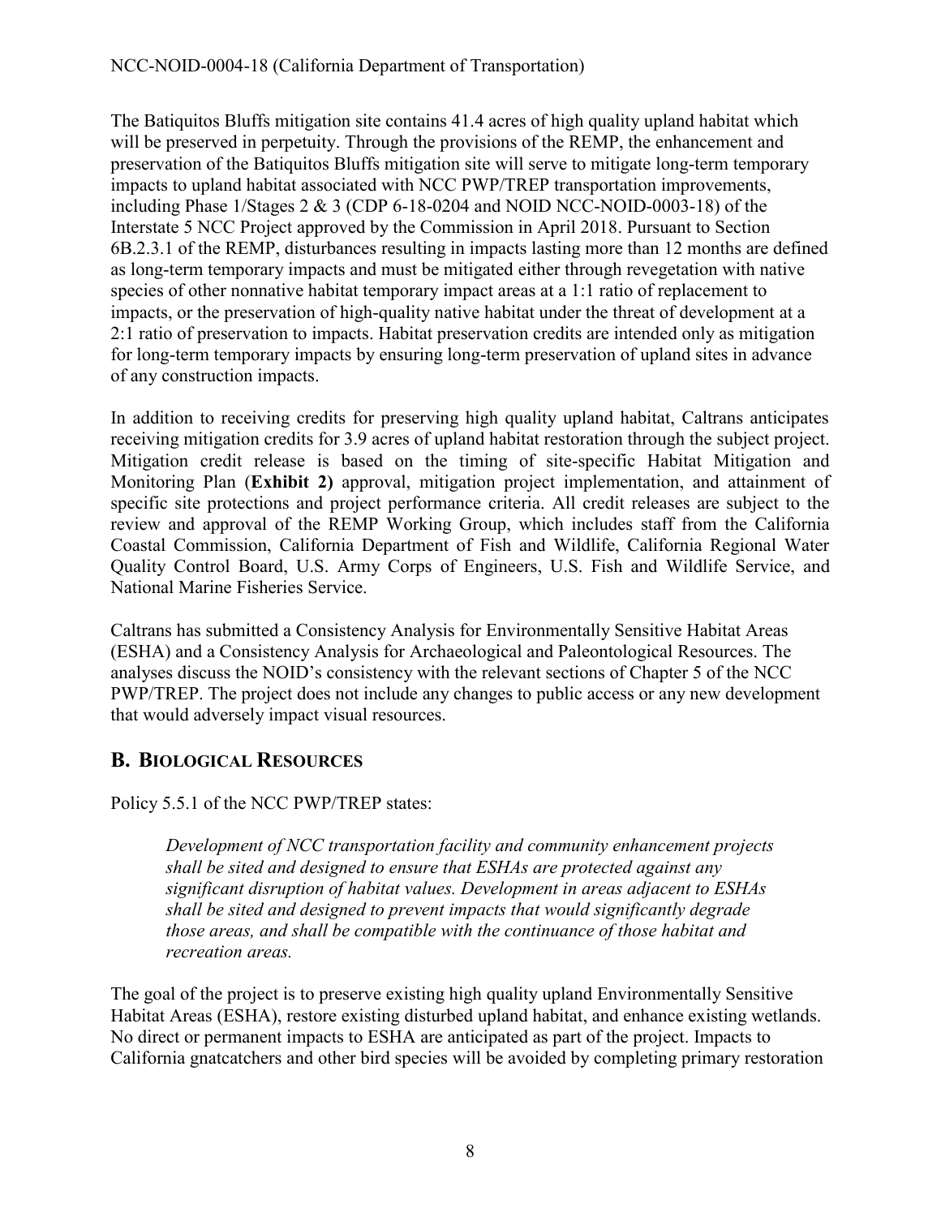The Batiquitos Bluffs mitigation site contains 41.4 acres of high quality upland habitat which will be preserved in perpetuity. Through the provisions of the REMP, the enhancement and preservation of the Batiquitos Bluffs mitigation site will serve to mitigate long-term temporary impacts to upland habitat associated with NCC PWP/TREP transportation improvements, including Phase 1/Stages 2 & 3 (CDP 6-18-0204 and NOID NCC-NOID-0003-18) of the Interstate 5 NCC Project approved by the Commission in April 2018. Pursuant to Section 6B.2.3.1 of the REMP, disturbances resulting in impacts lasting more than 12 months are defined as long-term temporary impacts and must be mitigated either through revegetation with native species of other nonnative habitat temporary impact areas at a 1:1 ratio of replacement to impacts, or the preservation of high-quality native habitat under the threat of development at a 2:1 ratio of preservation to impacts. Habitat preservation credits are intended only as mitigation for long-term temporary impacts by ensuring long-term preservation of upland sites in advance of any construction impacts.

In addition to receiving credits for preserving high quality upland habitat, Caltrans anticipates receiving mitigation credits for 3.9 acres of upland habitat restoration through the subject project. Mitigation credit release is based on the timing of site-specific Habitat Mitigation and Monitoring Plan (**Exhibit 2)** approval, mitigation project implementation, and attainment of specific site protections and project performance criteria. All credit releases are subject to the review and approval of the REMP Working Group, which includes staff from the California Coastal Commission, California Department of Fish and Wildlife, California Regional Water Quality Control Board, U.S. Army Corps of Engineers, U.S. Fish and Wildlife Service, and National Marine Fisheries Service.

Caltrans has submitted a Consistency Analysis for Environmentally Sensitive Habitat Areas (ESHA) and a Consistency Analysis for Archaeological and Paleontological Resources. The analyses discuss the NOID's consistency with the relevant sections of Chapter 5 of the NCC PWP/TREP. The project does not include any changes to public access or any new development that would adversely impact visual resources.

## B. Biological Resources

Policy 5.5.1 of the NCC PWP/TREP states:

> *Development of NCC transportation facility and community enhancement projects shall be sited and designed to ensure that ESHAs are protected against any significant disruption of habitat values. Development in areas adjacent to ESHAs shall be sited and designed to prevent impacts that would significantly degrade those areas, and shall be compatible with the continuance of those habitat and recreation areas.*

The goal of the project is to preserve existing high quality upland Environmentally Sensitive Habitat Areas (ESHA), restore existing disturbed upland habitat, and enhance existing wetlands. No direct or permanent impacts to ESHA are anticipated as part of the project. Impacts to California gnatcatchers and other bird species will be avoided by completing primary restoration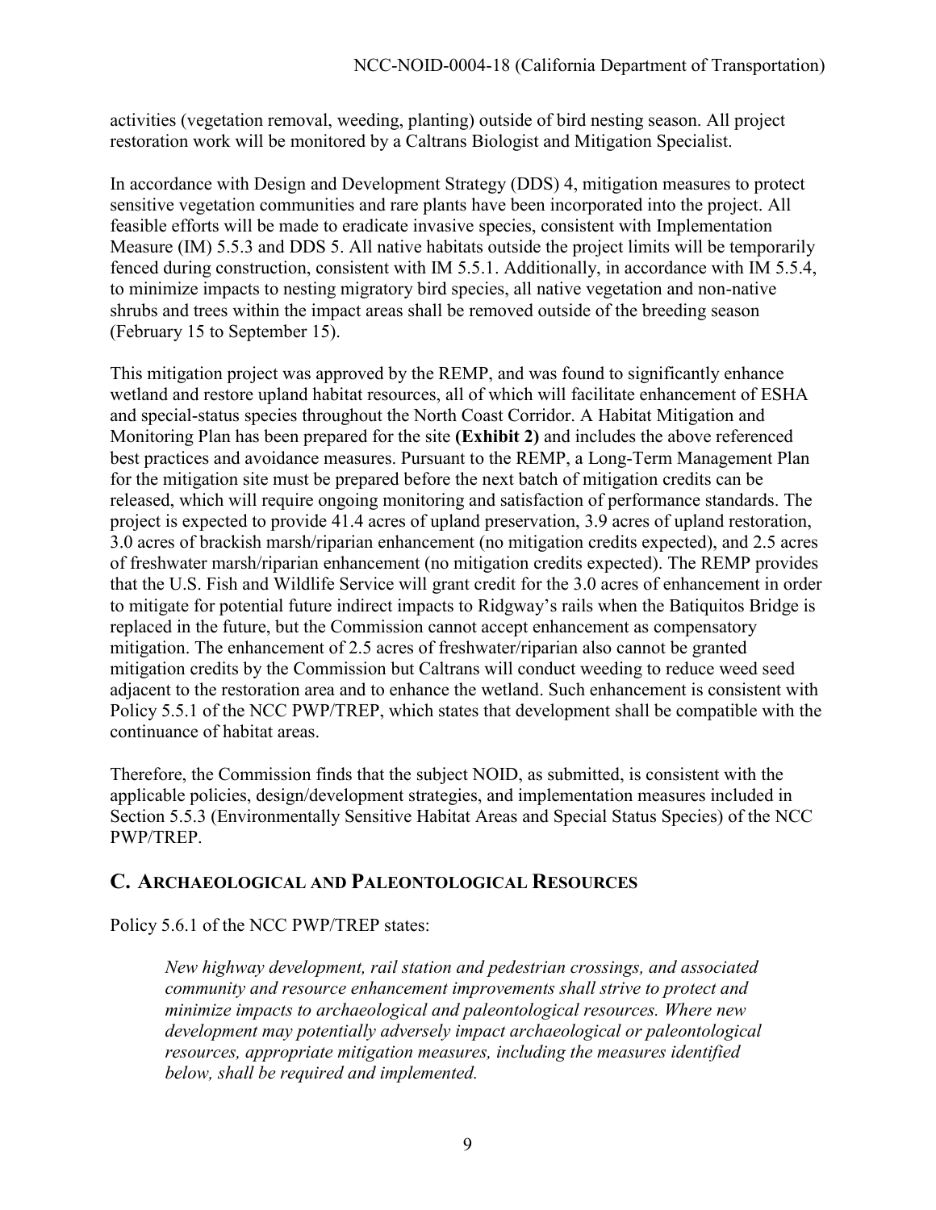activities (vegetation removal, weeding, planting) outside of bird nesting season. All project restoration work will be monitored by a Caltrans Biologist and Mitigation Specialist.

In accordance with Design and Development Strategy (DDS) 4, mitigation measures to protect sensitive vegetation communities and rare plants have been incorporated into the project. All feasible efforts will be made to eradicate invasive species, consistent with Implementation Measure (IM) 5.5.3 and DDS 5. All native habitats outside the project limits will be temporarily fenced during construction, consistent with IM 5.5.1. Additionally, in accordance with IM 5.5.4, to minimize impacts to nesting migratory bird species, all native vegetation and non-native shrubs and trees within the impact areas shall be removed outside of the breeding season (February 15 to September 15).

This mitigation project was approved by the REMP, and was found to significantly enhance wetland and restore upland habitat resources, all of which will facilitate enhancement of ESHA and special-status species throughout the North Coast Corridor. A Habitat Mitigation and Monitoring Plan has been prepared for the site **(Exhibit 2)** and includes the above referenced best practices and avoidance measures. Pursuant to the REMP, a Long-Term Management Plan for the mitigation site must be prepared before the next batch of mitigation credits can be released, which will require ongoing monitoring and satisfaction of performance standards. The project is expected to provide 41.4 acres of upland preservation, 3.9 acres of upland restoration, 3.0 acres of brackish marsh/riparian enhancement (no mitigation credits expected), and 2.5 acres of freshwater marsh/riparian enhancement (no mitigation credits expected). The REMP provides that the U.S. Fish and Wildlife Service will grant credit for the 3.0 acres of enhancement in order to mitigate for potential future indirect impacts to Ridgway's rails when the Batiquitos Bridge is replaced in the future, but the Commission cannot accept enhancement as compensatory mitigation. The enhancement of 2.5 acres of freshwater/riparian also cannot be granted mitigation credits by the Commission but Caltrans will conduct weeding to reduce weed seed adjacent to the restoration area and to enhance the wetland. Such enhancement is consistent with Policy 5.5.1 of the NCC PWP/TREP, which states that development shall be compatible with the continuance of habitat areas.

Therefore, the Commission finds that the subject NOID, as submitted, is consistent with the applicable policies, design/development strategies, and implementation measures included in Section 5.5.3 (Environmentally Sensitive Habitat Areas and Special Status Species) of the NCC PWP/TREP.

## C. Archaeological and Paleontological Resources

Policy 5.6.1 of the NCC PWP/TREP states:

> *New highway development, rail station and pedestrian crossings, and associated community and resource enhancement improvements shall strive to protect and minimize impacts to archaeological and paleontological resources. Where new development may potentially adversely impact archaeological or paleontological resources, appropriate mitigation measures, including the measures identified below, shall be required and implemented.*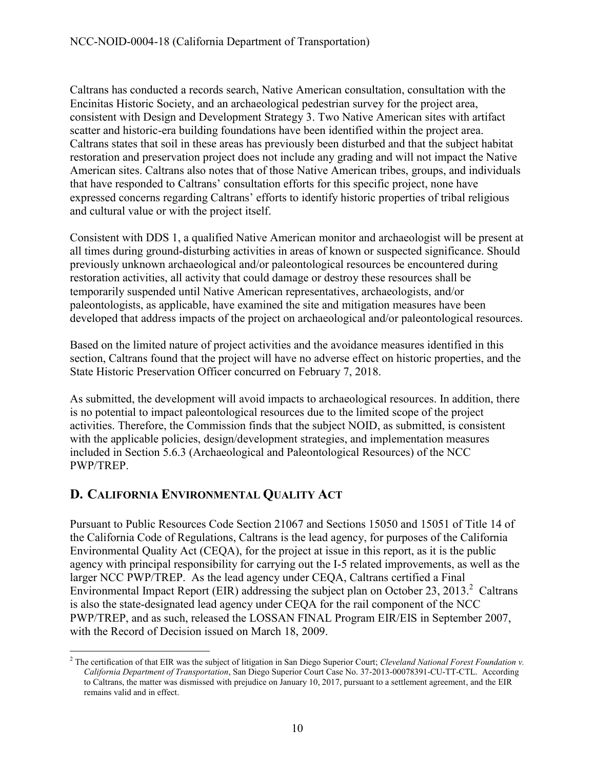Caltrans has conducted a records search, Native American consultation, consultation with the Encinitas Historic Society, and an archaeological pedestrian survey for the project area, consistent with Design and Development Strategy 3. Two Native American sites with artifact scatter and historic-era building foundations have been identified within the project area. Caltrans states that soil in these areas has previously been disturbed and that the subject habitat restoration and preservation project does not include any grading and will not impact the Native American sites. Caltrans also notes that of those Native American tribes, groups, and individuals that have responded to Caltrans' consultation efforts for this specific project, none have expressed concerns regarding Caltrans' efforts to identify historic properties of tribal religious and cultural value or with the project itself.

Consistent with DDS 1, a qualified Native American monitor and archaeologist will be present at all times during ground-disturbing activities in areas of known or suspected significance. Should previously unknown archaeological and/or paleontological resources be encountered during restoration activities, all activity that could damage or destroy these resources shall be temporarily suspended until Native American representatives, archaeologists, and/or paleontologists, as applicable, have examined the site and mitigation measures have been developed that address impacts of the project on archaeological and/or paleontological resources.

Based on the limited nature of project activities and the avoidance measures identified in this section, Caltrans found that the project will have no adverse effect on historic properties, and the State Historic Preservation Officer concurred on February 7, 2018.

As submitted, the development will avoid impacts to archaeological resources. In addition, there is no potential to impact paleontological resources due to the limited scope of the project activities. Therefore, the Commission finds that the subject NOID, as submitted, is consistent with the applicable policies, design/development strategies, and implementation measures included in Section 5.6.3 (Archaeological and Paleontological Resources) of the NCC PWP/TREP.

## D. California Environmental Quality Act

Pursuant to Public Resources Code Section 21067 and Sections 15050 and 15051 of Title 14 of the California Code of Regulations, Caltrans is the lead agency, for purposes of the California Environmental Quality Act (CEQA), for the project at issue in this report, as it is the public agency with principal responsibility for carrying out the I-5 related improvements, as well as the larger NCC PWP/TREP. As the lead agency under CEQA, Caltrans certified a Final Environmental Impact Report (EIR) addressing the subject plan on October 23, 2013.[2] Caltrans is also the state-designated lead agency under CEQA for the rail component of the NCC PWP/TREP, and as such, released the LOSSAN FINAL Program EIR/EIS in September 2007, with the Record of Decision issued on March 18, 2009.

---

[2] The certification of that EIR was the subject of litigation in San Diego Superior Court; *Cleveland National Forest Foundation v. California Department of Transportation*, San Diego Superior Court Case No. 37-2013-00078391-CU-TT-CTL. According to Caltrans, the matter was dismissed with prejudice on January 10, 2017, pursuant to a settlement agreement, and the EIR remains valid and in effect.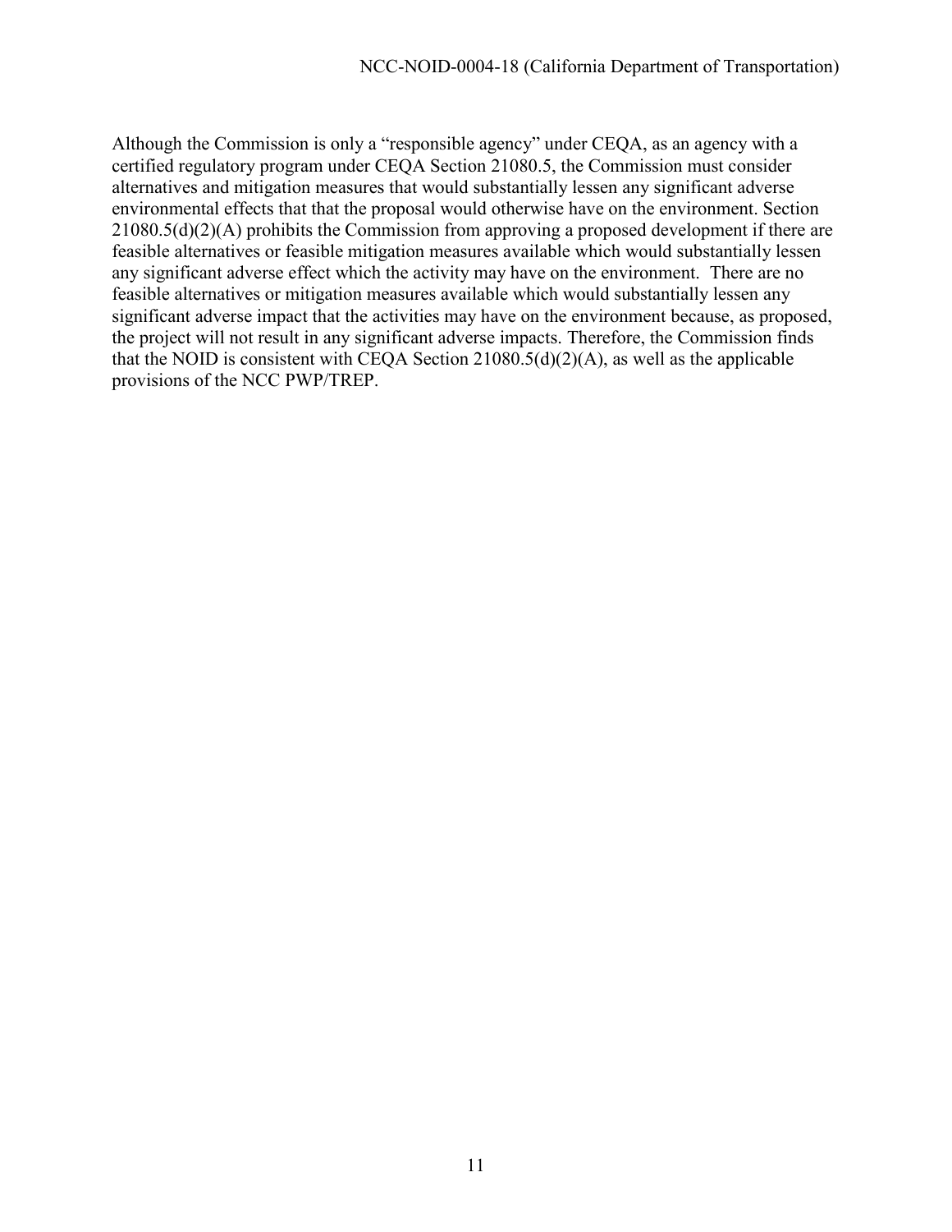Although the Commission is only a "responsible agency" under CEQA, as an agency with a certified regulatory program under CEQA Section 21080.5, the Commission must consider alternatives and mitigation measures that would substantially lessen any significant adverse environmental effects that that the proposal would otherwise have on the environment. Section 21080.5(d)(2)(A) prohibits the Commission from approving a proposed development if there are feasible alternatives or feasible mitigation measures available which would substantially lessen any significant adverse effect which the activity may have on the environment. There are no feasible alternatives or mitigation measures available which would substantially lessen any significant adverse impact that the activities may have on the environment because, as proposed, the project will not result in any significant adverse impacts. Therefore, the Commission finds that the NOID is consistent with CEQA Section 21080.5(d)(2)(A), as well as the applicable provisions of the NCC PWP/TREP.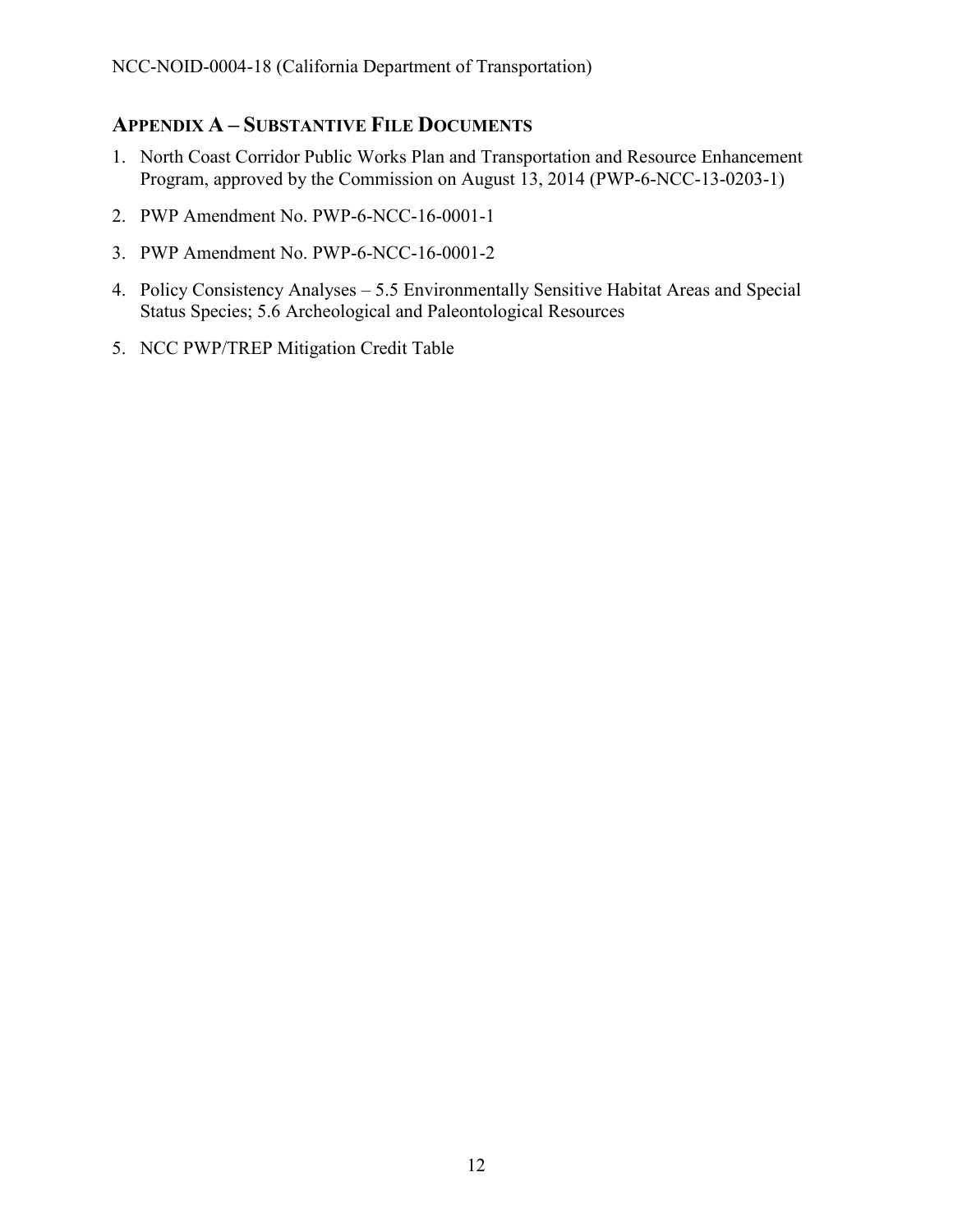## Appendix A – Substantive File Documents

1. North Coast Corridor Public Works Plan and Transportation and Resource Enhancement Program, approved by the Commission on August 13, 2014 (PWP-6-NCC-13-0203-1)
2. PWP Amendment No. PWP-6-NCC-16-0001-1
3. PWP Amendment No. PWP-6-NCC-16-0001-2
4. Policy Consistency Analyses – 5.5 Environmentally Sensitive Habitat Areas and Special Status Species; 5.6 Archeological and Paleontological Resources
5. NCC PWP/TREP Mitigation Credit Table